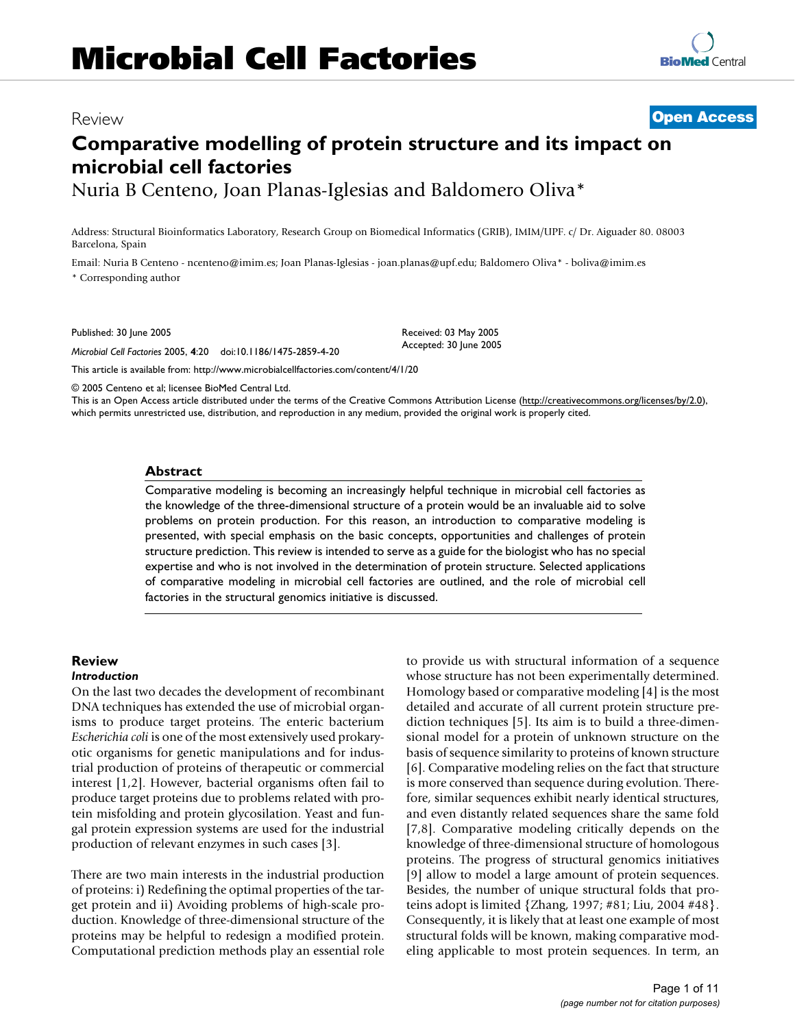# Microbial Cell Factories

Review

**Open Access**

# Comparative modelling of protein structure and its impact on microbial cell factories

Nuria B Centeno, Joan Planas-Iglesias and Baldomero Oliva*

Address: Structural Bioinformatics Laboratory, Research Group on Biomedical Informatics (GRIB), IMIM/UPF. c/ Dr. Aiguader 80. 08003 Barcelona, Spain

Email: Nuria B Centeno - ncenteno@imim.es; Joan Planas-Iglesias - joan.planas@upf.edu; Baldomero Oliva* - boliva@imim.es

* Corresponding author

Published: 30 June 2005

*Microbial Cell Factories* 2005, **4**:20 doi:10.1186/1475-2859-4-20

Received: 03 May 2005
Accepted: 30 June 2005

This article is available from: http://www.microbialcellfactories.com/content/4/1/20

© 2005 Centeno et al; licensee BioMed Central Ltd.
This is an Open Access article distributed under the terms of the Creative Commons Attribution License (http://creativecommons.org/licenses/by/2.0), which permits unrestricted use, distribution, and reproduction in any medium, provided the original work is properly cited.

## Abstract

Comparative modeling is becoming an increasingly helpful technique in microbial cell factories as the knowledge of the three-dimensional structure of a protein would be an invaluable aid to solve problems on protein production. For this reason, an introduction to comparative modeling is presented, with special emphasis on the basic concepts, opportunities and challenges of protein structure prediction. This review is intended to serve as a guide for the biologist who has no special expertise and who is not involved in the determination of protein structure. Selected applications of comparative modeling in microbial cell factories are outlined, and the role of microbial cell factories in the structural genomics initiative is discussed.

## Review

### *Introduction*

On the last two decades the development of recombinant DNA techniques has extended the use of microbial organisms to produce target proteins. The enteric bacterium *Escherichia coli* is one of the most extensively used prokaryotic organisms for genetic manipulations and for industrial production of proteins of therapeutic or commercial interest [1,2]. However, bacterial organisms often fail to produce target proteins due to problems related with protein misfolding and protein glycosilation. Yeast and fungal protein expression systems are used for the industrial production of relevant enzymes in such cases [3].

There are two main interests in the industrial production of proteins: i) Redefining the optimal properties of the target protein and ii) Avoiding problems of high-scale production. Knowledge of three-dimensional structure of the proteins may be helpful to redesign a modified protein. Computational prediction methods play an essential role to provide us with structural information of a sequence whose structure has not been experimentally determined. Homology based or comparative modeling [4] is the most detailed and accurate of all current protein structure prediction techniques [5]. Its aim is to build a three-dimensional model for a protein of unknown structure on the basis of sequence similarity to proteins of known structure [6]. Comparative modeling relies on the fact that structure is more conserved than sequence during evolution. Therefore, similar sequences exhibit nearly identical structures, and even distantly related sequences share the same fold [7,8]. Comparative modeling critically depends on the knowledge of three-dimensional structure of homologous proteins. The progress of structural genomics initiatives [9] allow to model a large amount of protein sequences. Besides, the number of unique structural folds that proteins adopt is limited {Zhang, 1997; #81; Liu, 2004 #48}. Consequently, it is likely that at least one example of most structural folds will be known, making comparative modeling applicable to most protein sequences. In term, an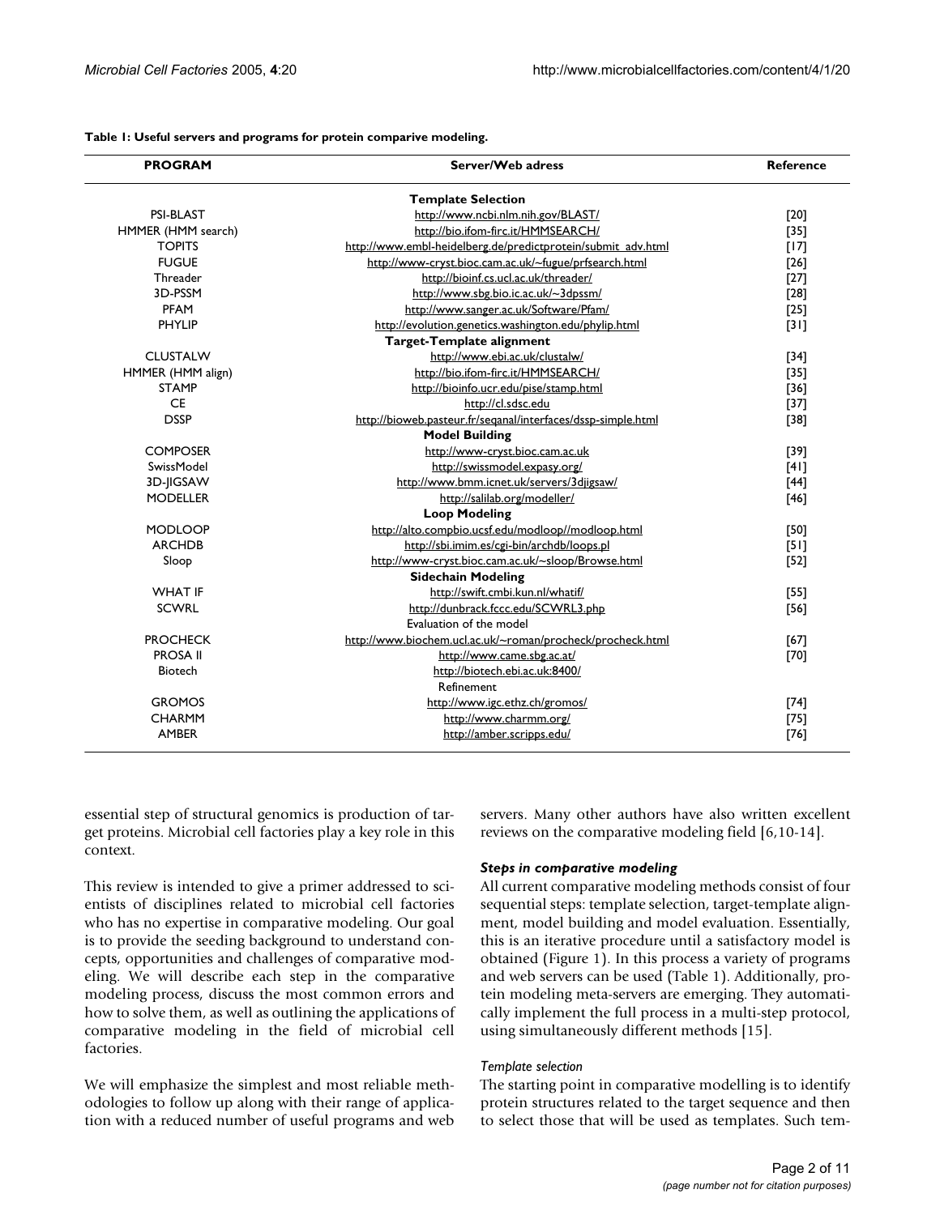**Table 1: Useful servers and programs for protein comparive modeling.**

| PROGRAM | Server/Web adress | Reference |
| --- | --- | --- |
| | **Template Selection** | |
| PSI-BLAST | http://www.ncbi.nlm.nih.gov/BLAST/ | [20] |
| HMMER (HMM search) | http://bio.ifom-firc.it/HMMSEARCH/ | [35] |
| TOPITS | http://www.embl-heidelberg.de/predictprotein/submit_adv.html | [17] |
| FUGUE | http://www-cryst.bioc.cam.ac.uk/~fugue/prfsearch.html | [26] |
| Threader | http://bioinf.cs.ucl.ac.uk/threader/ | [27] |
| 3D-PSSM | http://www.sbg.bio.ic.ac.uk/~3dpssm/ | [28] |
| PFAM | http://www.sanger.ac.uk/Software/Pfam/ | [25] |
| PHYLIP | http://evolution.genetics.washington.edu/phylip.html | [31] |
| | **Target-Template alignment** | |
| CLUSTALW | http://www.ebi.ac.uk/clustalw/ | [34] |
| HMMER (HMM align) | http://bio.ifom-firc.it/HMMSEARCH/ | [35] |
| STAMP | http://bioinfo.ucr.edu/pise/stamp.html | [36] |
| CE | http://cl.sdsc.edu | [37] |
| DSSP | http://bioweb.pasteur.fr/seqanal/interfaces/dssp-simple.html | [38] |
| | **Model Building** | |
| COMPOSER | http://www-cryst.bioc.cam.ac.uk | [39] |
| SwissModel | http://swissmodel.expasy.org/ | [41] |
| 3D-JIGSAW | http://www.bmm.icnet.uk/servers/3djigsaw/ | [44] |
| MODELLER | http://salilab.org/modeller/ | [46] |
| | **Loop Modeling** | |
| MODLOOP | http://alto.compbio.ucsf.edu/modloop//modloop.html | [50] |
| ARCHDB | http://sbi.imim.es/cgi-bin/archdb/loops.pl | [51] |
| Sloop | http://www-cryst.bioc.cam.ac.uk/~sloop/Browse.html | [52] |
| | **Sidechain Modeling** | |
| WHAT IF | http://swift.cmbi.kun.nl/whatif/ | [55] |
| SCWRL | http://dunbrack.fccc.edu/SCWRL3.php | [56] |
| | Evaluation of the model | |
| PROCHECK | http://www.biochem.ucl.ac.uk/~roman/procheck/procheck.html | [67] |
| PROSA II | http://www.came.sbg.ac.at/ | [70] |
| Biotech | http://biotech.ebi.ac.uk:8400/ | |
| | Refinement | |
| GROMOS | http://www.igc.ethz.ch/gromos/ | [74] |
| CHARMM | http://www.charmm.org/ | [75] |
| AMBER | http://amber.scripps.edu/ | [76] |

essential step of structural genomics is production of target proteins. Microbial cell factories play a key role in this context.

This review is intended to give a primer addressed to scientists of disciplines related to microbial cell factories who has no expertise in comparative modeling. Our goal is to provide the seeding background to understand concepts, opportunities and challenges of comparative modeling. We will describe each step in the comparative modeling process, discuss the most common errors and how to solve them, as well as outlining the applications of comparative modeling in the field of microbial cell factories.

We will emphasize the simplest and most reliable methodologies to follow up along with their range of application with a reduced number of useful programs and web servers. Many other authors have also written excellent reviews on the comparative modeling field [6,10-14].

### *Steps in comparative modeling*

All current comparative modeling methods consist of four sequential steps: template selection, target-template alignment, model building and model evaluation. Essentially, this is an iterative procedure until a satisfactory model is obtained (Figure 1). In this process a variety of programs and web servers can be used (Table 1). Additionally, protein modeling meta-servers are emerging. They automatically implement the full process in a multi-step protocol, using simultaneously different methods [15].

#### *Template selection*

The starting point in comparative modelling is to identify protein structures related to the target sequence and then to select those that will be used as templates. Such tem-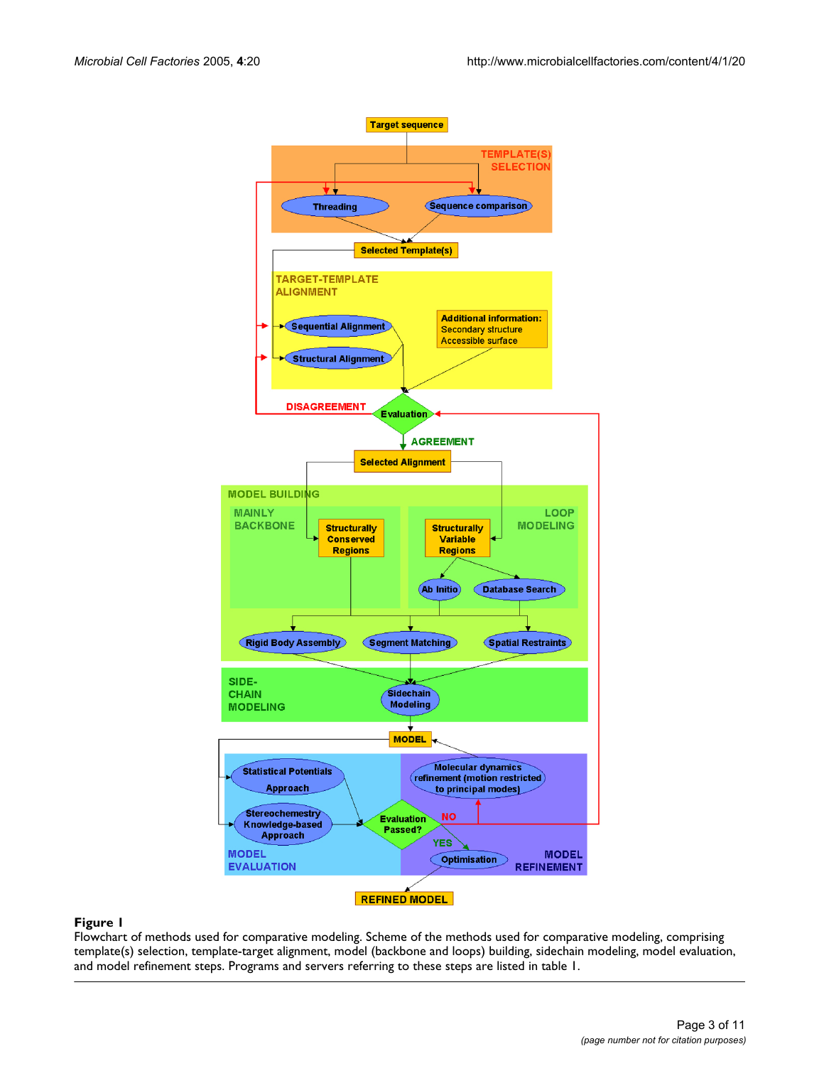**Figure 1**

Flowchart of methods used for comparative modeling. Scheme of the methods used for comparative modeling, comprising template(s) selection, template-target alignment, model (backbone and loops) building, sidechain modeling, model evaluation, and model refinement steps. Programs and servers referring to these steps are listed in table 1.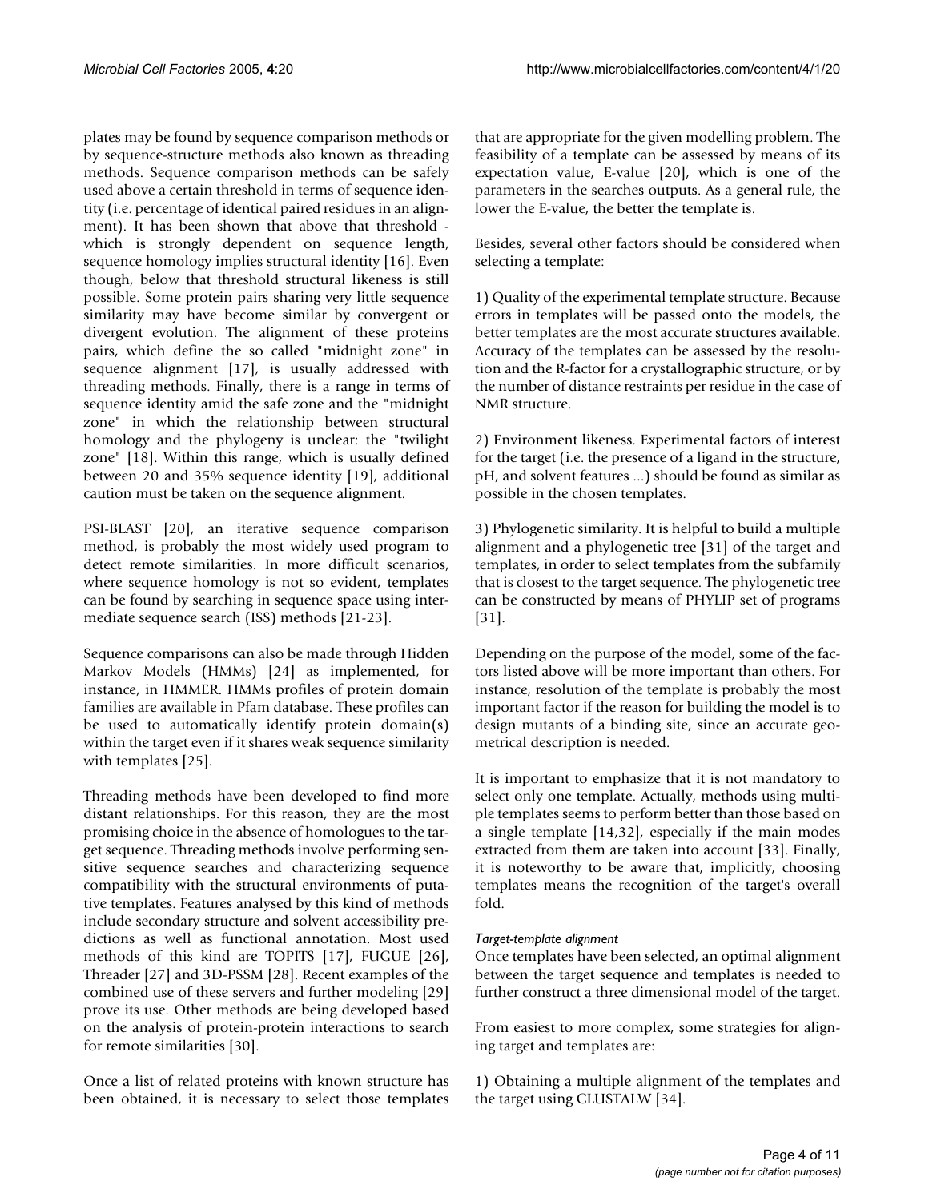plates may be found by sequence comparison methods or by sequence-structure methods also known as threading methods. Sequence comparison methods can be safely used above a certain threshold in terms of sequence identity (i.e. percentage of identical paired residues in an alignment). It has been shown that above that threshold - which is strongly dependent on sequence length, sequence homology implies structural identity [16]. Even though, below that threshold structural likeness is still possible. Some protein pairs sharing very little sequence similarity may have become similar by convergent or divergent evolution. The alignment of these proteins pairs, which define the so called "midnight zone" in sequence alignment [17], is usually addressed with threading methods. Finally, there is a range in terms of sequence identity amid the safe zone and the "midnight zone" in which the relationship between structural homology and the phylogeny is unclear: the "twilight zone" [18]. Within this range, which is usually defined between 20 and 35% sequence identity [19], additional caution must be taken on the sequence alignment.

PSI-BLAST [20], an iterative sequence comparison method, is probably the most widely used program to detect remote similarities. In more difficult scenarios, where sequence homology is not so evident, templates can be found by searching in sequence space using intermediate sequence search (ISS) methods [21-23].

Sequence comparisons can also be made through Hidden Markov Models (HMMs) [24] as implemented, for instance, in HMMER. HMMs profiles of protein domain families are available in Pfam database. These profiles can be used to automatically identify protein domain(s) within the target even if it shares weak sequence similarity with templates [25].

Threading methods have been developed to find more distant relationships. For this reason, they are the most promising choice in the absence of homologues to the target sequence. Threading methods involve performing sensitive sequence searches and characterizing sequence compatibility with the structural environments of putative templates. Features analysed by this kind of methods include secondary structure and solvent accessibility predictions as well as functional annotation. Most used methods of this kind are TOPITS [17], FUGUE [26], Threader [27] and 3D-PSSM [28]. Recent examples of the combined use of these servers and further modeling [29] prove its use. Other methods are being developed based on the analysis of protein-protein interactions to search for remote similarities [30].

Once a list of related proteins with known structure has been obtained, it is necessary to select those templates that are appropriate for the given modelling problem. The feasibility of a template can be assessed by means of its expectation value, E-value [20], which is one of the parameters in the searches outputs. As a general rule, the lower the E-value, the better the template is.

Besides, several other factors should be considered when selecting a template:

1) Quality of the experimental template structure. Because errors in templates will be passed onto the models, the better templates are the most accurate structures available. Accuracy of the templates can be assessed by the resolution and the R-factor for a crystallographic structure, or by the number of distance restraints per residue in the case of NMR structure.

2) Environment likeness. Experimental factors of interest for the target (i.e. the presence of a ligand in the structure, pH, and solvent features ...) should be found as similar as possible in the chosen templates.

3) Phylogenetic similarity. It is helpful to build a multiple alignment and a phylogenetic tree [31] of the target and templates, in order to select templates from the subfamily that is closest to the target sequence. The phylogenetic tree can be constructed by means of PHYLIP set of programs [31].

Depending on the purpose of the model, some of the factors listed above will be more important than others. For instance, resolution of the template is probably the most important factor if the reason for building the model is to design mutants of a binding site, since an accurate geometrical description is needed.

It is important to emphasize that it is not mandatory to select only one template. Actually, methods using multiple templates seems to perform better than those based on a single template [14,32], especially if the main modes extracted from them are taken into account [33]. Finally, it is noteworthy to be aware that, implicitly, choosing templates means the recognition of the target's overall fold.

#### *Target-template alignment*

Once templates have been selected, an optimal alignment between the target sequence and templates is needed to further construct a three dimensional model of the target.

From easiest to more complex, some strategies for aligning target and templates are:

1) Obtaining a multiple alignment of the templates and the target using CLUSTALW [34].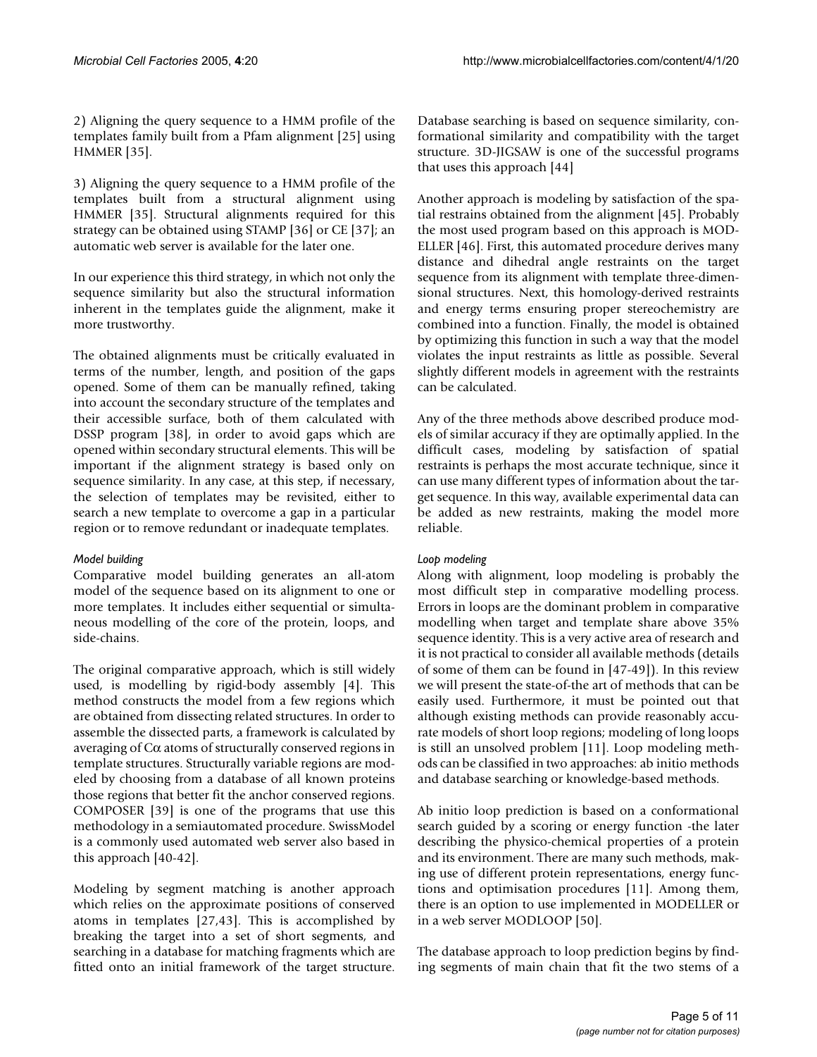2) Aligning the query sequence to a HMM profile of the templates family built from a Pfam alignment [25] using HMMER [35].

3) Aligning the query sequence to a HMM profile of the templates built from a structural alignment using HMMER [35]. Structural alignments required for this strategy can be obtained using STAMP [36] or CE [37]; an automatic web server is available for the later one.

In our experience this third strategy, in which not only the sequence similarity but also the structural information inherent in the templates guide the alignment, make it more trustworthy.

The obtained alignments must be critically evaluated in terms of the number, length, and position of the gaps opened. Some of them can be manually refined, taking into account the secondary structure of the templates and their accessible surface, both of them calculated with DSSP program [38], in order to avoid gaps which are opened within secondary structural elements. This will be important if the alignment strategy is based only on sequence similarity. In any case, at this step, if necessary, the selection of templates may be revisited, either to search a new template to overcome a gap in a particular region or to remove redundant or inadequate templates.

*Model building*

Comparative model building generates an all-atom model of the sequence based on its alignment to one or more templates. It includes either sequential or simultaneous modelling of the core of the protein, loops, and side-chains.

The original comparative approach, which is still widely used, is modelling by rigid-body assembly [4]. This method constructs the model from a few regions which are obtained from dissecting related structures. In order to assemble the dissected parts, a framework is calculated by averaging of $C\alpha$ atoms of structurally conserved regions in template structures. Structurally variable regions are modeled by choosing from a database of all known proteins those regions that better fit the anchor conserved regions. COMPOSER [39] is one of the programs that use this methodology in a semiautomated procedure. SwissModel is a commonly used automated web server also based in this approach [40-42].

Modeling by segment matching is another approach which relies on the approximate positions of conserved atoms in templates [27,43]. This is accomplished by breaking the target into a set of short segments, and searching in a database for matching fragments which are fitted onto an initial framework of the target structure. Database searching is based on sequence similarity, conformational similarity and compatibility with the target structure. 3D-JIGSAW is one of the successful programs that uses this approach [44]

Another approach is modeling by satisfaction of the spatial restrains obtained from the alignment [45]. Probably the most used program based on this approach is MODELLER [46]. First, this automated procedure derives many distance and dihedral angle restraints on the target sequence from its alignment with template three-dimensional structures. Next, this homology-derived restraints and energy terms ensuring proper stereochemistry are combined into a function. Finally, the model is obtained by optimizing this function in such a way that the model violates the input restraints as little as possible. Several slightly different models in agreement with the restraints can be calculated.

Any of the three methods above described produce models of similar accuracy if they are optimally applied. In the difficult cases, modeling by satisfaction of spatial restraints is perhaps the most accurate technique, since it can use many different types of information about the target sequence. In this way, available experimental data can be added as new restraints, making the model more reliable.

*Loop modeling*

Along with alignment, loop modeling is probably the most difficult step in comparative modelling process. Errors in loops are the dominant problem in comparative modelling when target and template share above 35% sequence identity. This is a very active area of research and it is not practical to consider all available methods (details of some of them can be found in [47-49]). In this review we will present the state-of-the art of methods that can be easily used. Furthermore, it must be pointed out that although existing methods can provide reasonably accurate models of short loop regions; modeling of long loops is still an unsolved problem [11]. Loop modeling methods can be classified in two approaches: ab initio methods and database searching or knowledge-based methods.

Ab initio loop prediction is based on a conformational search guided by a scoring or energy function -the later describing the physico-chemical properties of a protein and its environment. There are many such methods, making use of different protein representations, energy functions and optimisation procedures [11]. Among them, there is an option to use implemented in MODELLER or in a web server MODLOOP [50].

The database approach to loop prediction begins by finding segments of main chain that fit the two stems of a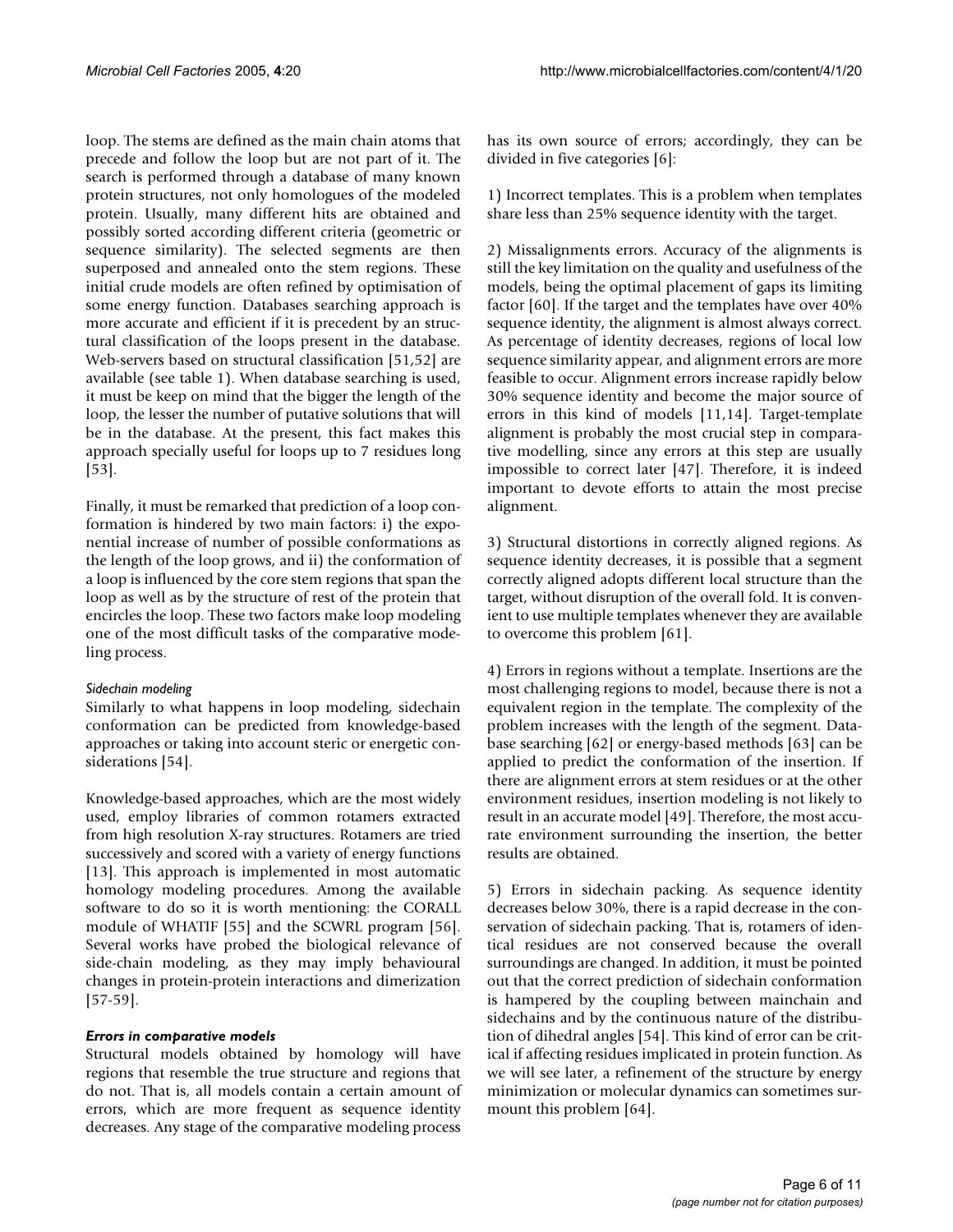loop. The stems are defined as the main chain atoms that precede and follow the loop but are not part of it. The search is performed through a database of many known protein structures, not only homologues of the modeled protein. Usually, many different hits are obtained and possibly sorted according different criteria (geometric or sequence similarity). The selected segments are then superposed and annealed onto the stem regions. These initial crude models are often refined by optimisation of some energy function. Databases searching approach is more accurate and efficient if it is precedent by an structural classification of the loops present in the database. Web-servers based on structural classification [51,52] are available (see table 1). When database searching is used, it must be keep on mind that the bigger the length of the loop, the lesser the number of putative solutions that will be in the database. At the present, this fact makes this approach specially useful for loops up to 7 residues long [53].

Finally, it must be remarked that prediction of a loop conformation is hindered by two main factors: i) the exponential increase of number of possible conformations as the length of the loop grows, and ii) the conformation of a loop is influenced by the core stem regions that span the loop as well as by the structure of rest of the protein that encircles the loop. These two factors make loop modeling one of the most difficult tasks of the comparative modeling process.

#### *Sidechain modeling*

Similarly to what happens in loop modeling, sidechain conformation can be predicted from knowledge-based approaches or taking into account steric or energetic considerations [54].

Knowledge-based approaches, which are the most widely used, employ libraries of common rotamers extracted from high resolution X-ray structures. Rotamers are tried successively and scored with a variety of energy functions [13]. This approach is implemented in most automatic homology modeling procedures. Among the available software to do so it is worth mentioning: the CORALL module of WHATIF [55] and the SCWRL program [56]. Several works have probed the biological relevance of side-chain modeling, as they may imply behavioural changes in protein-protein interactions and dimerization [57-59].

### *Errors in comparative models*

Structural models obtained by homology will have regions that resemble the true structure and regions that do not. That is, all models contain a certain amount of errors, which are more frequent as sequence identity decreases. Any stage of the comparative modeling process has its own source of errors; accordingly, they can be divided in five categories [6]:

1) Incorrect templates. This is a problem when templates share less than 25% sequence identity with the target.

2) Missalignments errors. Accuracy of the alignments is still the key limitation on the quality and usefulness of the models, being the optimal placement of gaps its limiting factor [60]. If the target and the templates have over 40% sequence identity, the alignment is almost always correct. As percentage of identity decreases, regions of local low sequence similarity appear, and alignment errors are more feasible to occur. Alignment errors increase rapidly below 30% sequence identity and become the major source of errors in this kind of models [11,14]. Target-template alignment is probably the most crucial step in comparative modelling, since any errors at this step are usually impossible to correct later [47]. Therefore, it is indeed important to devote efforts to attain the most precise alignment.

3) Structural distortions in correctly aligned regions. As sequence identity decreases, it is possible that a segment correctly aligned adopts different local structure than the target, without disruption of the overall fold. It is convenient to use multiple templates whenever they are available to overcome this problem [61].

4) Errors in regions without a template. Insertions are the most challenging regions to model, because there is not a equivalent region in the template. The complexity of the problem increases with the length of the segment. Database searching [62] or energy-based methods [63] can be applied to predict the conformation of the insertion. If there are alignment errors at stem residues or at the other environment residues, insertion modeling is not likely to result in an accurate model [49]. Therefore, the most accurate environment surrounding the insertion, the better results are obtained.

5) Errors in sidechain packing. As sequence identity decreases below 30%, there is a rapid decrease in the conservation of sidechain packing. That is, rotamers of identical residues are not conserved because the overall surroundings are changed. In addition, it must be pointed out that the correct prediction of sidechain conformation is hampered by the coupling between mainchain and sidechains and by the continuous nature of the distribution of dihedral angles [54]. This kind of error can be critical if affecting residues implicated in protein function. As we will see later, a refinement of the structure by energy minimization or molecular dynamics can sometimes surmount this problem [64].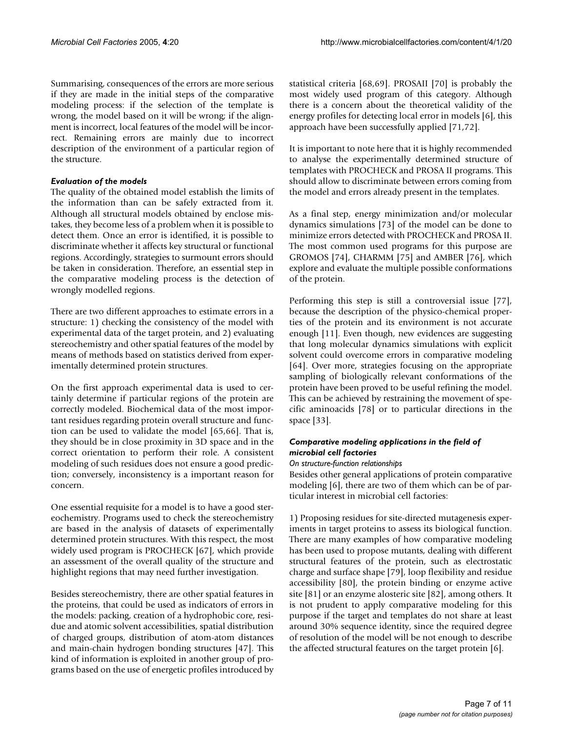Summarising, consequences of the errors are more serious if they are made in the initial steps of the comparative modeling process: if the selection of the template is wrong, the model based on it will be wrong; if the alignment is incorrect, local features of the model will be incorrect. Remaining errors are mainly due to incorrect description of the environment of a particular region of the structure.

### *Evaluation of the models*

The quality of the obtained model establish the limits of the information than can be safely extracted from it. Although all structural models obtained by enclose mistakes, they become less of a problem when it is possible to detect them. Once an error is identified, it is possible to discriminate whether it affects key structural or functional regions. Accordingly, strategies to surmount errors should be taken in consideration. Therefore, an essential step in the comparative modeling process is the detection of wrongly modelled regions.

There are two different approaches to estimate errors in a structure: 1) checking the consistency of the model with experimental data of the target protein, and 2) evaluating stereochemistry and other spatial features of the model by means of methods based on statistics derived from experimentally determined protein structures.

On the first approach experimental data is used to certainly determine if particular regions of the protein are correctly modeled. Biochemical data of the most important residues regarding protein overall structure and function can be used to validate the model [65,66]. That is, they should be in close proximity in 3D space and in the correct orientation to perform their role. A consistent modeling of such residues does not ensure a good prediction; conversely, inconsistency is a important reason for concern.

One essential requisite for a model is to have a good stereochemistry. Programs used to check the stereochemistry are based in the analysis of datasets of experimentally determined protein structures. With this respect, the most widely used program is PROCHECK [67], which provide an assessment of the overall quality of the structure and highlight regions that may need further investigation.

Besides stereochemistry, there are other spatial features in the proteins, that could be used as indicators of errors in the models: packing, creation of a hydrophobic core, residue and atomic solvent accessibilities, spatial distribution of charged groups, distribution of atom-atom distances and main-chain hydrogen bonding structures [47]. This kind of information is exploited in another group of programs based on the use of energetic profiles introduced by statistical criteria [68,69]. PROSAII [70] is probably the most widely used program of this category. Although there is a concern about the theoretical validity of the energy profiles for detecting local error in models [6], this approach have been successfully applied [71,72].

It is important to note here that it is highly recommended to analyse the experimentally determined structure of templates with PROCHECK and PROSA II programs. This should allow to discriminate between errors coming from the model and errors already present in the templates.

As a final step, energy minimization and/or molecular dynamics simulations [73] of the model can be done to minimize errors detected with PROCHECK and PROSA II. The most common used programs for this purpose are GROMOS [74], CHARMM [75] and AMBER [76], which explore and evaluate the multiple possible conformations of the protein.

Performing this step is still a controversial issue [77], because the description of the physico-chemical properties of the protein and its environment is not accurate enough [11]. Even though, new evidences are suggesting that long molecular dynamics simulations with explicit solvent could overcome errors in comparative modeling [64]. Over more, strategies focusing on the appropriate sampling of biologically relevant conformations of the protein have been proved to be useful refining the model. This can be achieved by restraining the movement of specific aminoacids [78] or to particular directions in the space [33].

### *Comparative modeling applications in the field of microbial cell factories*

#### *On structure-function relationships*

Besides other general applications of protein comparative modeling [6], there are two of them which can be of particular interest in microbial cell factories:

1) Proposing residues for site-directed mutagenesis experiments in target proteins to assess its biological function. There are many examples of how comparative modeling has been used to propose mutants, dealing with different structural features of the protein, such as electrostatic charge and surface shape [79], loop flexibility and residue accessibility [80], the protein binding or enzyme active site [81] or an enzyme alosteric site [82], among others. It is not prudent to apply comparative modeling for this purpose if the target and templates do not share at least around 30% sequence identity, since the required degree of resolution of the model will be not enough to describe the affected structural features on the target protein [6].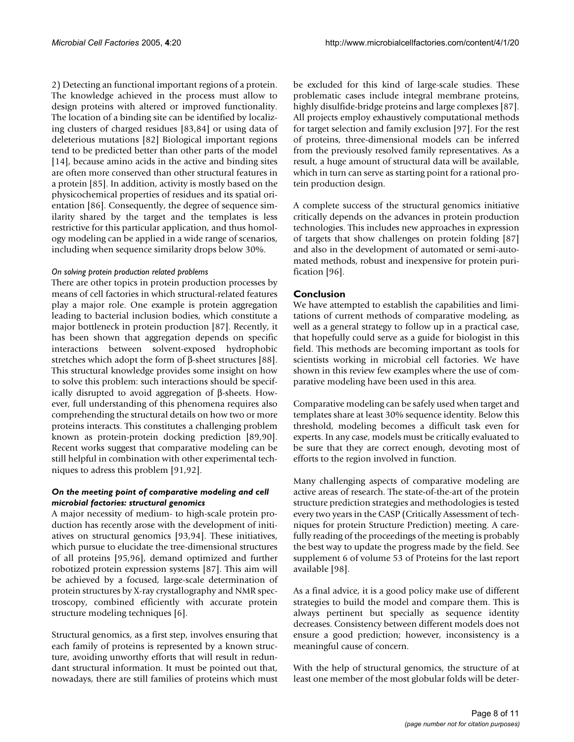2) Detecting an functional important regions of a protein. The knowledge achieved in the process must allow to design proteins with altered or improved functionality. The location of a binding site can be identified by localizing clusters of charged residues [83,84] or using data of deleterious mutations [82] Biological important regions tend to be predicted better than other parts of the model [14], because amino acids in the active and binding sites are often more conserved than other structural features in a protein [85]. In addition, activity is mostly based on the physicochemical properties of residues and its spatial orientation [86]. Consequently, the degree of sequence similarity shared by the target and the templates is less restrictive for this particular application, and thus homology modeling can be applied in a wide range of scenarios, including when sequence similarity drops below 30%.

#### *On solving protein production related problems*

There are other topics in protein production processes by means of cell factories in which structural-related features play a major role. One example is protein aggregation leading to bacterial inclusion bodies, which constitute a major bottleneck in protein production [87]. Recently, it has been shown that aggregation depends on specific interactions between solvent-exposed hydrophobic stretches which adopt the form of β-sheet structures [88]. This structural knowledge provides some insight on how to solve this problem: such interactions should be specifically disrupted to avoid aggregation of β-sheets. However, full understanding of this phenomena requires also comprehending the structural details on how two or more proteins interacts. This constitutes a challenging problem known as protein-protein docking prediction [89,90]. Recent works suggest that comparative modeling can be still helpful in combination with other experimental techniques to adress this problem [91,92].

### *On the meeting point of comparative modeling and cell microbial factories: structural genomics*

A major necessity of medium- to high-scale protein production has recently arose with the development of initiatives on structural genomics [93,94]. These initiatives, which pursue to elucidate the tree-dimensional structures of all proteins [95,96], demand optimized and further robotized protein expression systems [87]. This aim will be achieved by a focused, large-scale determination of protein structures by X-ray crystallography and NMR spectroscopy, combined efficiently with accurate protein structure modeling techniques [6].

Structural genomics, as a first step, involves ensuring that each family of proteins is represented by a known structure, avoiding unworthy efforts that will result in redundant structural information. It must be pointed out that, nowadays, there are still families of proteins which must be excluded for this kind of large-scale studies. These problematic cases include integral membrane proteins, highly disulfide-bridge proteins and large complexes [87]. All projects employ exhaustively computational methods for target selection and family exclusion [97]. For the rest of proteins, three-dimensional models can be inferred from the previously resolved family representatives. As a result, a huge amount of structural data will be available, which in turn can serve as starting point for a rational protein production design.

A complete success of the structural genomics initiative critically depends on the advances in protein production technologies. This includes new approaches in expression of targets that show challenges on protein folding [87] and also in the development of automated or semi-automated methods, robust and inexpensive for protein purification [96].

## Conclusion

We have attempted to establish the capabilities and limitations of current methods of comparative modeling, as well as a general strategy to follow up in a practical case, that hopefully could serve as a guide for biologist in this field. This methods are becoming important as tools for scientists working in microbial cell factories. We have shown in this review few examples where the use of comparative modeling have been used in this area.

Comparative modeling can be safely used when target and templates share at least 30% sequence identity. Below this threshold, modeling becomes a difficult task even for experts. In any case, models must be critically evaluated to be sure that they are correct enough, devoting most of efforts to the region involved in function.

Many challenging aspects of comparative modeling are active areas of research. The state-of-the-art of the protein structure prediction strategies and methodologies is tested every two years in the CASP (Critically Assessment of techniques for protein Structure Prediction) meeting. A carefully reading of the proceedings of the meeting is probably the best way to update the progress made by the field. See supplement 6 of volume 53 of Proteins for the last report available [98].

As a final advice, it is a good policy make use of different strategies to build the model and compare them. This is always pertinent but specially as sequence identity decreases. Consistency between different models does not ensure a good prediction; however, inconsistency is a meaningful cause of concern.

With the help of structural genomics, the structure of at least one member of the most globular folds will be deter-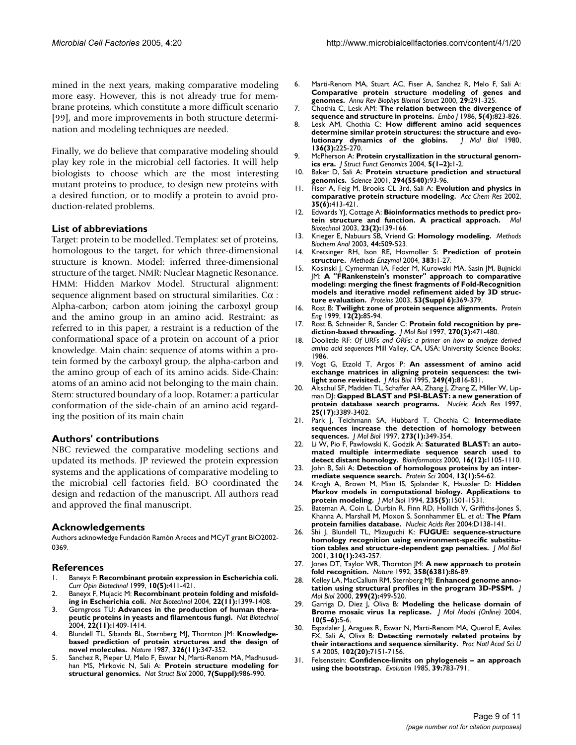mined in the next years, making comparative modeling more easy. However, this is not already true for membrane proteins, which constitute a more difficult scenario [99], and more improvements in both structure determination and modeling techniques are needed.

Finally, we do believe that comparative modeling should play key role in the microbial cell factories. It will help biologists to choose which are the most interesting mutant proteins to produce, to design new proteins with a desired function, or to modify a protein to avoid production-related problems.

## List of abbreviations

Target: protein to be modelled. Templates: set of proteins, homologous to the target, for which three-dimensional structure is known. Model: inferred three-dimensional structure of the target. NMR: Nuclear Magnetic Resonance. HMM: Hidden Markov Model. Structural alignment: sequence alignment based on structural similarities. $C\alpha$ : Alpha-carbon; carbon atom joining the carboxyl group and the amino group in an amino acid. Restraint: as referred to in this paper, a restraint is a reduction of the conformational space of a protein on account of a prior knowledge. Main chain: sequence of atoms within a protein formed by the carboxyl group, the alpha-carbon and the amino group of each of its amino acids. Side-Chain: atoms of an amino acid not belonging to the main chain. Stem: structured boundary of a loop. Rotamer: a particular conformation of the side-chain of an amino acid regarding the position of its main chain

## Authors' contributions

NBC reviewed the comparative modeling sections and updated its methods. JP reviewed the protein expression systems and the applications of comparative modeling to the microbial cell factories field. BO coordinated the design and redaction of the manuscript. All authors read and approved the final manuscript.

## Acknowledgements

Authors acknowledge Fundación Ramón Areces and MCyT grant BIO2002-0369.

## References

1. Baneyx F: **Recombinant protein expression in Escherichia coli.** *Curr Opin Biotechnol* 1999, **10(5):**411-421.
2. Baneyx F, Mujacic M: **Recombinant protein folding and misfolding in Escherichia coli.** *Nat Biotechnol* 2004, **22(11):**1399-1408.
3. Gerngross TU: **Advances in the production of human therapeutic proteins in yeasts and filamentous fungi.** *Nat Biotechnol* 2004, **22(11):**1409-1414.
4. Blundell TL, Sibanda BL, Sternberg MJ, Thornton JM: **Knowledge-based prediction of protein structures and the design of novel molecules.** *Nature* 1987, **326(11):**347-352.
5. Sanchez R, Pieper U, Melo F, Eswar N, Marti-Renom MA, Madhusudhan MS, Mirkovic N, Sali A: **Protein structure modeling for structural genomics.** *Nat Struct Biol* 2000, **7(Suppl):**986-990.
6. Marti-Renom MA, Stuart AC, Fiser A, Sanchez R, Melo F, Sali A: **Comparative protein structure modeling of genes and genomes.** *Annu Rev Biophys Biomol Struct* 2000, **29:**291-325.
7. Chothia C, Lesk AM: **The relation between the divergence of sequence and structure in proteins.** *Embo J* 1986, **5(4):**823-826.
8. Lesk AM, Chothia C: **How different amino acid sequences determine similar protein structures: the structure and evolutionary dynamics of the globins.** *J Mol Biol* 1980, **136(3):**225-270.
9. McPherson A: **Protein crystallization in the structural genomics era.** *J Struct Funct Genomics* 2004, **5(1–2):**1-2.
10. Baker D, Sali A: **Protein structure prediction and structural genomics.** *Science* 2001, **294(5540):**93-96.
11. Fiser A, Feig M, Brooks CL 3rd, Sali A: **Evolution and physics in comparative protein structure modeling.** *Acc Chem Res* 2002, **35(6):**413-421.
12. Edwards YJ, Cottage A: **Bioinformatics methods to predict protein structure and function. A practical approach.** *Mol Biotechnol* 2003, **23(2):**139-166.
13. Krieger E, Nabuurs SB, Vriend G: **Homology modeling.** *Methods Biochem Anal* 2003, **44:**509-523.
14. Kretsinger RH, Ison RE, Hovmoller S: **Prediction of protein structure.** *Methods Enzymol* 2004, **383:**1-27.
15. Kosinski J, Cymerman IA, Feder M, Kurowski MA, Sasin JM, Bujnicki JM: **A "FRankenstein's monster" approach to comparative modeling: merging the finest fragments of Fold-Recognition models and iterative model refinement aided by 3D structure evaluation.** *Proteins* 2003, **53(Suppl 6):**369-379.
16. Rost B: **Twilight zone of protein sequence alignments.** *Protein Eng* 1999, **12(2):**85-94.
17. Rost B, Schneider R, Sander C: **Protein fold recognition by prediction-based threading.** *J Mol Biol* 1997, **270(3):**471-480.
18. Doolittle RF: *Of URFs and ORFs: a primer on how to analyze derived amino acid sequences* Mill Valley, CA, USA: University Science Books; 1986.
19. Vogt G, Etzold T, Argos P: **An assessment of amino acid exchange matrices in aligning protein sequences: the twilight zone revisited.** *J Mol Biol* 1995, **249(4):**816-831.
20. Altschul SF, Madden TL, Schaffer AA, Zhang J, Zhang Z, Miller W, Lipman DJ: **Gapped BLAST and PSI-BLAST: a new generation of protein database search programs.** *Nucleic Acids Res* 1997, **25(17):**3389-3402.
21. Park J, Teichmann SA, Hubbard T, Chothia C: **Intermediate sequences increase the detection of homology between sequences.** *J Mol Biol* 1997, **273(1):**349-354.
22. Li W, Pio F, Pawlowski K, Godzik A: **Saturated BLAST: an automated multiple intermediate sequence search used to detect distant homology.** *Bioinformatics* 2000, **16(12):**1105-1110.
23. John B, Sali A: **Detection of homologous proteins by an intermediate sequence search.** *Protein Sci* 2004, **13(1):**54-62.
24. Krogh A, Brown M, Mian IS, Sjolander K, Haussler D: **Hidden Markov models in computational biology. Applications to protein modeling.** *J Mol Biol* 1994, **235(5):**1501-1531.
25. Bateman A, Coin L, Durbin R, Finn RD, Hollich V, Griffiths-Jones S, Khanna A, Marshall M, Moxon S, Sonnhammer EL, *et al.*: **The Pfam protein families database.** *Nucleic Acids Res* 2004:D138-141.
26. Shi J, Blundell TL, Mizuguchi K: **FUGUE: sequence-structure homology recognition using environment-specific substitution tables and structure-dependent gap penalties.** *J Mol Biol* 2001, **310(1):**243-257.
27. Jones DT, Taylor WR, Thornton JM: **A new approach to protein fold recognition.** *Nature* 1992, **358(6381):**86-89.
28. Kelley LA, MacCallum RM, Sternberg MJ: **Enhanced genome annotation using structural profiles in the program 3D-PSSM.** *J Mol Biol* 2000, **299(2):**499-520.
29. Garriga D, Diez J, Oliva B: **Modeling the helicase domain of Brome mosaic virus 1a replicase.** *J Mol Model (Online)* 2004, **10(5–6):**5-6.
30. Espadaler J, Aragues R, Eswar N, Marti-Renom MA, Querol E, Aviles FX, Sali A, Oliva B: **Detecting remotely related proteins by their interactions and sequence similarity.** *Proc Natl Acad Sci U S A* 2005, **102(20):**7151-7156.
31. Felsenstein: **Confidence-limits on phylogeneis – an approach using the bootstrap.** *Evolution* 1985, **39:**783-791.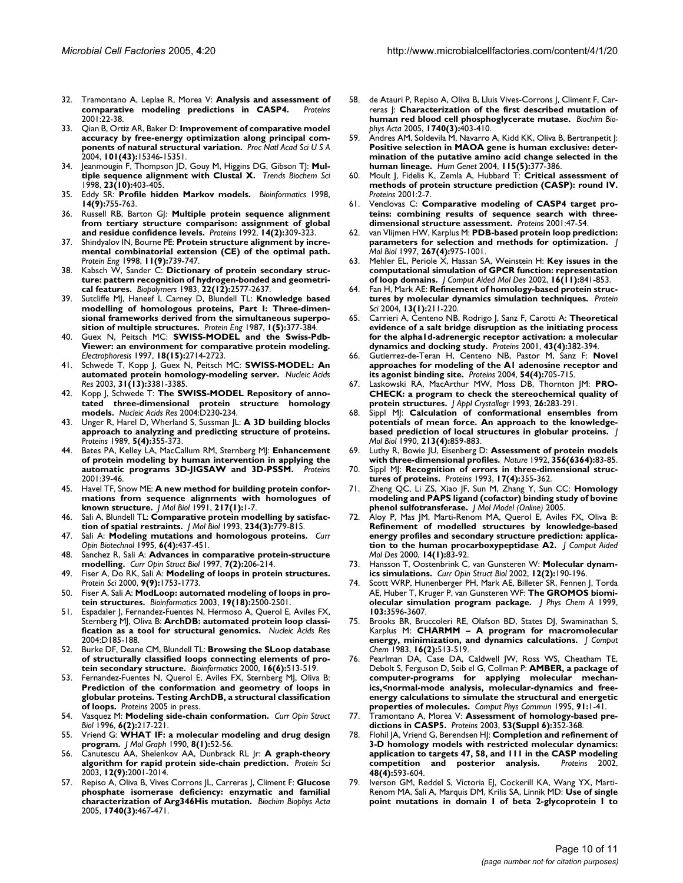32. Tramontano A, Leplae R, Morea V: **Analysis and assessment of comparative modeling predictions in CASP4.** *Proteins* 2001:22-38.
33. Qian B, Ortiz AR, Baker D: **Improvement of comparative model accuracy by free-energy optimization along principal components of natural structural variation.** *Proc Natl Acad Sci U S A* 2004, **101(43):**15346-15351.
34. Jeanmougin F, Thompson JD, Gouy M, Higgins DG, Gibson TJ: **Multiple sequence alignment with Clustal X.** *Trends Biochem Sci* 1998, **23(10):**403-405.
35. Eddy SR: **Profile hidden Markov models.** *Bioinformatics* 1998, **14(9):**755-763.
36. Russell RB, Barton GJ: **Multiple protein sequence alignment from tertiary structure comparison: assignment of global and residue confidence levels.** *Proteins* 1992, **14(2):**309-323.
37. Shindyalov IN, Bourne PE: **Protein structure alignment by incremental combinatorial extension (CE) of the optimal path.** *Protein Eng* 1998, **11(9):**739-747.
38. Kabsch W, Sander C: **Dictionary of protein secondary structure: pattern recognition of hydrogen-bonded and geometrical features.** *Biopolymers* 1983, **22(12):**2577-2637.
39. Sutcliffe MJ, Haneef I, Carney D, Blundell TL: **Knowledge based modelling of homologous proteins, Part I: Three-dimensional frameworks derived from the simultaneous superposition of multiple structures.** *Protein Eng* 1987, **1(5):**377-384.
40. Guex N, Peitsch MC: **SWISS-MODEL and the Swiss-PdbViewer: an environment for comparative protein modeling.** *Electrophoresis* 1997, **18(15):**2714-2723.
41. Schwede T, Kopp J, Guex N, Peitsch MC: **SWISS-MODEL: An automated protein homology-modeling server.** *Nucleic Acids Res* 2003, **31(13):**3381-3385.
42. Kopp J, Schwede T: **The SWISS-MODEL Repository of annotated three-dimensional protein structure homology models.** *Nucleic Acids Res* 2004:D230-234.
43. Unger R, Harel D, Wherland S, Sussman JL: **A 3D building blocks approach to analyzing and predicting structure of proteins.** *Proteins* 1989, **5(4):**355-373.
44. Bates PA, Kelley LA, MacCallum RM, Sternberg MJ: **Enhancement of protein modeling by human intervention in applying the automatic programs 3D-JIGSAW and 3D-PSSM.** *Proteins* 2001:39-46.
45. Havel TF, Snow ME: **A new method for building protein conformations from sequence alignments with homologues of known structure.** *J Mol Biol* 1991, **217(1):**1-7.
46. Sali A, Blundell TL: **Comparative protein modelling by satisfaction of spatial restraints.** *J Mol Biol* 1993, **234(3):**779-815.
47. Sali A: **Modeling mutations and homologous proteins.** *Curr Opin Biotechnol* 1995, **6(4):**437-451.
48. Sanchez R, Sali A: **Advances in comparative protein-structure modelling.** *Curr Opin Struct Biol* 1997, **7(2):**206-214.
49. Fiser A, Do RK, Sali A: **Modeling of loops in protein structures.** *Protein Sci* 2000, **9(9):**1753-1773.
50. Fiser A, Sali A: **ModLoop: automated modeling of loops in protein structures.** *Bioinformatics* 2003, **19(18):**2500-2501.
51. Espadaler J, Fernandez-Fuentes N, Hermoso A, Querol E, Aviles FX, Sternberg MJ, Oliva B: **ArchDB: automated protein loop classification as a tool for structural genomics.** *Nucleic Acids Res* 2004:D185-188.
52. Burke DF, Deane CM, Blundell TL: **Browsing the SLoop database of structurally classified loops connecting elements of protein secondary structure.** *Bioinformatics* 2000, **16(6):**513-519.
53. Fernandez-Fuentes N, Querol E, Aviles FX, Sternberg MJ, Oliva B: **Prediction of the conformation and geometry of loops in globular proteins. Testing ArchDB, a structural classification of loops.** *Proteins* 2005 in press.
54. Vasquez M: **Modeling side-chain conformation.** *Curr Opin Struct Biol* 1996, **6(2):**217-221.
55. Vriend G: **WHAT IF: a molecular modeling and drug design program.** *J Mol Graph* 1990, **8(1):**52-56.
56. Canutescu AA, Shelenkov AA, Dunbrack RL Jr: **A graph-theory algorithm for rapid protein side-chain prediction.** *Protein Sci* 2003, **12(9):**2001-2014.
57. Repiso A, Oliva B, Vives Corrons JL, Carreras J, Climent F: **Glucose phosphate isomerase deficiency: enzymatic and familial characterization of Arg346His mutation.** *Biochim Biophys Acta* 2005, **1740(3):**467-471.
58. de Atauri P, Repiso A, Oliva B, Lluis Vives-Corrons J, Climent F, Carreras J: **Characterization of the first described mutation of human red blood cell phosphoglycerate mutase.** *Biochim Biophys Acta* 2005, **1740(3):**403-410.
59. Andres AM, Soldevila M, Navarro A, Kidd KK, Oliva B, Bertranpetit J: **Positive selection in MAOA gene is human exclusive: determination of the putative amino acid change selected in the human lineage.** *Hum Genet* 2004, **115(5):**377-386.
60. Moult J, Fidelis K, Zemla A, Hubbard T: **Critical assessment of methods of protein structure prediction (CASP): round IV.** *Proteins* 2001:2-7.
61. Venclovas C: **Comparative modeling of CASP4 target proteins: combining results of sequence search with three-dimensional structure assessment.** *Proteins* 2001:47-54.
62. van Vlijmen HW, Karplus M: **PDB-based protein loop prediction: parameters for selection and methods for optimization.** *J Mol Biol* 1997, **267(4):**975-1001.
63. Mehler EL, Periole X, Hassan SA, Weinstein H: **Key issues in the computational simulation of GPCR function: representation of loop domains.** *J Comput Aided Mol Des* 2002, **16(11):**841-853.
64. Fan H, Mark AE: **Refinement of homology-based protein structures by molecular dynamics simulation techniques.** *Protein Sci* 2004, **13(1):**211-220.
65. Carrieri A, Centeno NB, Rodrigo J, Sanz F, Carotti A: **Theoretical evidence of a salt bridge disruption as the initiating process for the alpha1d-adrenergic receptor activation: a molecular dynamics and docking study.** *Proteins* 2001, **43(4):**382-394.
66. Gutierrez-de-Teran H, Centeno NB, Pastor M, Sanz F: **Novel approaches for modeling of the A1 adenosine receptor and its agonist binding site.** *Proteins* 2004, **54(4):**705-715.
67. Laskowski RA, MacArthur MW, Moss DB, Thornton JM: **PROCHECK: a program to check the stereochemical quality of protein structures.** *J Appl Crystallogr* 1993, **26:**283-291.
68. Sippl MJ: **Calculation of conformational ensembles from potentials of mean force. An approach to the knowledge-based prediction of local structures in globular proteins.** *J Mol Biol* 1990, **213(4):**859-883.
69. Luthy R, Bowie JU, Eisenberg D: **Assessment of protein models with three-dimensional profiles.** *Nature* 1992, **356(6364):**83-85.
70. Sippl MJ: **Recognition of errors in three-dimensional structures of proteins.** *Proteins* 1993, **17(4):**355-362.
71. Zheng QC, Li ZS, Xiao JF, Sun M, Zhang Y, Sun CC: **Homology modeling and PAPS ligand (cofactor) binding study of bovine phenol sulfotransferase.** *J Mol Model (Online)* 2005.
72. Aloy P, Mas JM, Marti-Renom MA, Querol E, Aviles FX, Oliva B: **Refinement of modelled structures by knowledge-based energy profiles and secondary structure prediction: application to the human procarboxypeptidase A2.** *J Comput Aided Mol Des* 2000, **14(1):**83-92.
73. Hansson T, Oostenbrink C, van Gunsteren W: **Molecular dynamics simulations.** *Curr Opin Struct Biol* 2002, **12(2):**190-196.
74. Scott WRP, Hunenberger PH, Mark AE, Billeter SR, Fennen J, Torda AE, Huber T, Kruger P, van Gunsteren WF: **The GROMOS biomiolecular simulation program package.** *J Phys Chem A* 1999, **103:**3596-3607.
75. Brooks BR, Bruccoleri RE, Olafson BD, States DJ, Swaminathan S, Karplus M: **CHARMM – A program for macromolecular energy, minimization, and dynamics calculations.** *J Comput Chem* 1983, **16(2):**513-519.
76. Pearlman DA, Case DA, Caldwell JW, Ross WS, Cheatham TE, Debolt S, Ferguson D, Seib el G, Collman P: **AMBER, a package of computer-programs for applying molecular mechanics,<normal-mode analysis, molecular-dynamics and free-energy calculations to simulate the structural and energetic properties of molecules.** *Comput Phys Commun* 1995, **91:**1-41.
77. Tramontano A, Morea V: **Assessment of homology-based predictions in CASP5.** *Proteins* 2003, **53(Suppl 6):**352-368.
78. Flohil JA, Vriend G, Berendsen HJ: **Completion and refinement of 3-D homology models with restricted molecular dynamics: application to targets 47, 58, and 111 in the CASP modeling competition and posterior analysis.** *Proteins* 2002, **48(4):**593-604.
79. Iverson GM, Reddel S, Victoria EJ, Cockerill KA, Wang YX, Marti-Renom MA, Sali A, Marquis DM, Krilis SA, Linnik MD: **Use of single point mutations in domain I of beta 2-glycoprotein I to**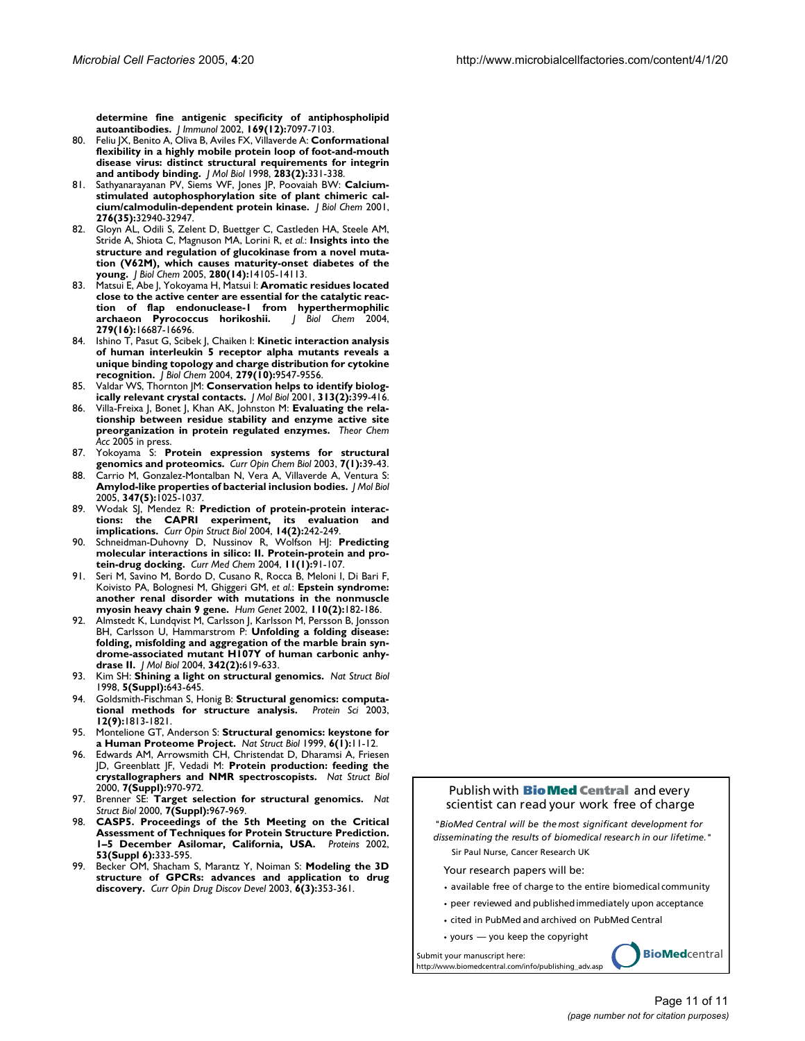**determine fine antigenic specificity of antiphospholipid autoantibodies.** *J Immunol* 2002, **169(12):**7097-7103.

80. Feliu JX, Benito A, Oliva B, Aviles FX, Villaverde A: **Conformational flexibility in a highly mobile protein loop of foot-and-mouth disease virus: distinct structural requirements for integrin and antibody binding.** *J Mol Biol* 1998, **283(2):**331-338.
81. Sathyanarayanan PV, Siems WF, Jones JP, Poovaiah BW: **Calcium-stimulated autophosphorylation site of plant chimeric calcium/calmodulin-dependent protein kinase.** *J Biol Chem* 2001, **276(35):**32940-32947.
82. Gloyn AL, Odili S, Zelent D, Buettger C, Castleden HA, Steele AM, Stride A, Shiota C, Magnuson MA, Lorini R, *et al.*: **Insights into the structure and regulation of glucokinase from a novel mutation (V62M), which causes maturity-onset diabetes of the young.** *J Biol Chem* 2005, **280(14):**14105-14113.
83. Matsui E, Abe J, Yokoyama H, Matsui I: **Aromatic residues located close to the active center are essential for the catalytic reaction of flap endonuclease-1 from hyperthermophilic archaeon Pyrococcus horikoshii.** *J Biol Chem* 2004, **279(16):**16687-16696.
84. Ishino T, Pasut G, Scibek J, Chaiken I: **Kinetic interaction analysis of human interleukin 5 receptor alpha mutants reveals a unique binding topology and charge distribution for cytokine recognition.** *J Biol Chem* 2004, **279(10):**9547-9556.
85. Valdar WS, Thornton JM: **Conservation helps to identify biologically relevant crystal contacts.** *J Mol Biol* 2001, **313(2):**399-416.
86. Villa-Freixa J, Bonet J, Khan AK, Johnston M: **Evaluating the relationship between residue stability and enzyme active site preorganization in protein regulated enzymes.** *Theor Chem Acc* 2005 in press.
87. Yokoyama S: **Protein expression systems for structural genomics and proteomics.** *Curr Opin Chem Biol* 2003, **7(1):**39-43.
88. Carrio M, Gonzalez-Montalban N, Vera A, Villaverde A, Ventura S: **Amylod-like properties of bacterial inclusion bodies.** *J Mol Biol* 2005, **347(5):**1025-1037.
89. Wodak SJ, Mendez R: **Prediction of protein-protein interactions: the CAPRI experiment, its evaluation and implications.** *Curr Opin Struct Biol* 2004, **14(2):**242-249.
90. Schneidman-Duhovny D, Nussinov R, Wolfson HJ: **Predicting molecular interactions in silico: II. Protein-protein and protein-drug docking.** *Curr Med Chem* 2004, **11(1):**91-107.
91. Seri M, Savino M, Bordo D, Cusano R, Rocca B, Meloni I, Di Bari F, Koivisto PA, Bolognesi M, Ghiggeri GM, *et al.*: **Epstein syndrome: another renal disorder with mutations in the nonmuscle myosin heavy chain 9 gene.** *Hum Genet* 2002, **110(2):**182-186.
92. Almstedt K, Lundqvist M, Carlsson J, Karlsson M, Persson B, Jonsson BH, Carlsson U, Hammarstrom P: **Unfolding a folding disease: folding, misfolding and aggregation of the marble brain syndrome-associated mutant H107Y of human carbonic anhydrase II.** *J Mol Biol* 2004, **342(2):**619-633.
93. Kim SH: **Shining a light on structural genomics.** *Nat Struct Biol* 1998, **5(Suppl):**643-645.
94. Goldsmith-Fischman S, Honig B: **Structural genomics: computational methods for structure analysis.** *Protein Sci* 2003, **12(9):**1813-1821.
95. Montelione GT, Anderson S: **Structural genomics: keystone for a Human Proteome Project.** *Nat Struct Biol* 1999, **6(1):**11-12.
96. Edwards AM, Arrowsmith CH, Christendat D, Dharamsi A, Friesen JD, Greenblatt JF, Vedadi M: **Protein production: feeding the crystallographers and NMR spectroscopists.** *Nat Struct Biol* 2000, **7(Suppl):**970-972.
97. Brenner SE: **Target selection for structural genomics.** *Nat Struct Biol* 2000, **7(Suppl):**967-969.
98. **CASP5. Proceedings of the 5th Meeting on the Critical Assessment of Techniques for Protein Structure Prediction. 1–5 December Asilomar, California, USA.** *Proteins* 2002, **53(Suppl 6):**333-595.
99. Becker OM, Shacham S, Marantz Y, Noiman S: **Modeling the 3D structure of GPCRs: advances and application to drug discovery.** *Curr Opin Drug Discov Devel* 2003, **6(3):**353-361.

Publish with **BioMed Central** and every scientist can read your work free of charge

*"BioMed Central will be the most significant development for disseminating the results of biomedical research in our lifetime."*

Sir Paul Nurse, Cancer Research UK

Your research papers will be:

- available free of charge to the entire biomedical community
- peer reviewed and published immediately upon acceptance
- cited in PubMed and archived on PubMed Central
- yours — you keep the copyright

Submit your manuscript here:
http://www.biomedcentral.com/info/publishing_adv.asp

**BioMed**central